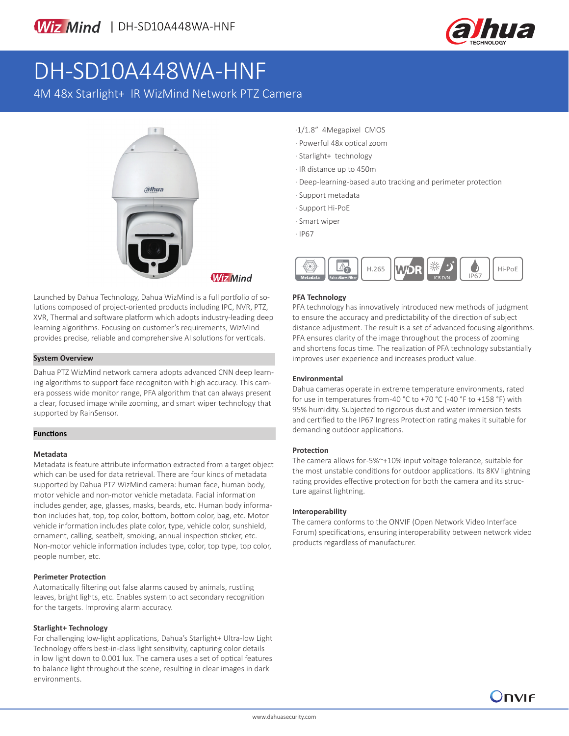# DH-SD10A448WA-HNF

## 4M 48x Starlight+ IR WizMind Network PTZ Camera

- 1/1.8" 4Megapixel CMOS
- Powerful 48x optical zoom
- Starlight+ technology
- IR distance up to 450m
- Deep-learning-based auto tracking and perimeter protection
- Support metadata
- Support Hi-PoE
- Smart wiper
- IP67

Metadata | False Alarm Filter | H.265 | WDR | ICR D/N | IP67 | Hi-PoE

Launched by Dahua Technology, Dahua WizMind is a full portfolio of solutions composed of project-oriented products including IPC, NVR, PTZ, XVR, Thermal and software platform which adopts industry-leading deep learning algorithms. Focusing on customer's requirements, WizMind provides precise, reliable and comprehensive AI solutions for verticals.

### System Overview

Dahua PTZ WizMind network camera adopts advanced CNN deep learning algorithms to support face recogniton with high accuracy. This camera possess wide monitor range, PFA algorithm that can always present a clear, focused image while zooming, and smart wiper technology that supported by RainSensor.

### Functions

#### Metadata

Metadata is feature attribute information extracted from a target object which can be used for data retrieval. There are four kinds of metadata supported by Dahua PTZ WizMind camera: human face, human body, motor vehicle and non-motor vehicle metadata. Facial information includes gender, age, glasses, masks, beards, etc. Human body information includes hat, top, top color, bottom, bottom color, bag, etc. Motor vehicle information includes plate color, type, vehicle color, sunshield, ornament, calling, seatbelt, smoking, annual inspection sticker, etc. Non-motor vehicle information includes type, color, top type, top color, people number, etc.

#### Perimeter Protection

Automatically filtering out false alarms caused by animals, rustling leaves, bright lights, etc. Enables system to act secondary recognition for the targets. Improving alarm accuracy.

#### Starlight+ Technology

For challenging low-light applications, Dahua's Starlight+ Ultra-low Light Technology offers best-in-class light sensitivity, capturing color details in low light down to 0.001 lux. The camera uses a set of optical features to balance light throughout the scene, resulting in clear images in dark environments.

#### PFA Technology

PFA technology has innovatively introduced new methods of judgment to ensure the accuracy and predictability of the direction of subject distance adjustment. The result is a set of advanced focusing algorithms. PFA ensures clarity of the image throughout the process of zooming and shortens focus time. The realization of PFA technology substantially improves user experience and increases product value.

#### Environmental

Dahua cameras operate in extreme temperature environments, rated for use in temperatures from-40 °C to +70 °C (-40 °F to +158 °F) with 95% humidity. Subjected to rigorous dust and water immersion tests and certified to the IP67 Ingress Protection rating makes it suitable for demanding outdoor applications.

#### Protection

The camera allows for-5%~+10% input voltage tolerance, suitable for the most unstable conditions for outdoor applications. Its 8KV lightning rating provides effective protection for both the camera and its structure against lightning.

#### Interoperability

The camera conforms to the ONVIF (Open Network Video Interface Forum) specifications, ensuring interoperability between network video products regardless of manufacturer.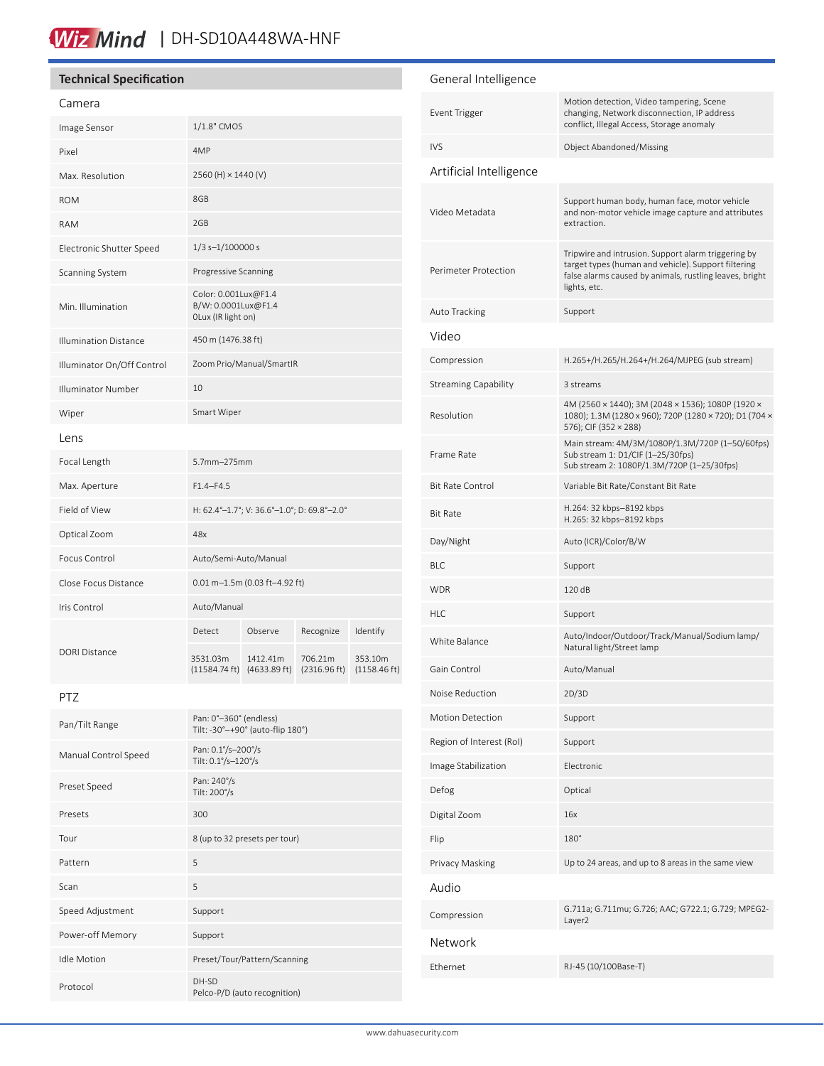WizMind | DH-SD10A448WA-HNF

## Technical Specification

### Camera

| | |
|---|---|
| Image Sensor | 1/1.8" CMOS |
| Pixel | 4MP |
| Max. Resolution | 2560 (H) × 1440 (V) |
| ROM | 8GB |
| RAM | 2GB |
| Electronic Shutter Speed | 1/3 s–1/100000 s |
| Scanning System | Progressive Scanning |
| Min. Illumination | Color: 0.001Lux@F1.4<br>B/W: 0.0001Lux@F1.4<br>0Lux (IR light on) |
| Illumination Distance | 450 m (1476.38 ft) |
| Illuminator On/Off Control | Zoom Prio/Manual/SmartIR |
| Illuminator Number | 10 |
| Wiper | Smart Wiper |

### Lens

| | | | | |
|---|---|---|---|---|
| Focal Length | 5.7mm–275mm | | | |
| Max. Aperture | F1.4–F4.5 | | | |
| Field of View | H: 62.4°–1.7°; V: 36.6°–1.0°; D: 69.8°–2.0° | | | |
| Optical Zoom | 48x | | | |
| Focus Control | Auto/Semi-Auto/Manual | | | |
| Close Focus Distance | 0.01 m–1.5m (0.03 ft–4.92 ft) | | | |
| Iris Control | Auto/Manual | | | |
| DORI Distance | Detect | Observe | Recognize | Identify |
| | 3531.03m (11584.74 ft) | 1412.41m (4633.89 ft) | 706.21m (2316.96 ft) | 353.10m (1158.46 ft) |

### PTZ

| | |
|---|---|
| Pan/Tilt Range | Pan: 0°–360° (endless)<br>Tilt: -30°–+90° (auto-flip 180°) |
| Manual Control Speed | Pan: 0.1°/s–200°/s<br>Tilt: 0.1°/s–120°/s |
| Preset Speed | Pan: 240°/s<br>Tilt: 200°/s |
| Presets | 300 |
| Tour | 8 (up to 32 presets per tour) |
| Pattern | 5 |
| Scan | 5 |
| Speed Adjustment | Support |
| Power-off Memory | Support |
| Idle Motion | Preset/Tour/Pattern/Scanning |
| Protocol | DH-SD<br>Pelco-P/D (auto recognition) |

### General Intelligence

| | |
|---|---|
| Event Trigger | Motion detection, Video tampering, Scene changing, Network disconnection, IP address conflict, Illegal Access, Storage anomaly |
| IVS | Object Abandoned/Missing |

### Artificial Intelligence

| | |
|---|---|
| Video Metadata | Support human body, human face, motor vehicle and non-motor vehicle image capture and attributes extraction. |
| Perimeter Protection | Tripwire and intrusion. Support alarm triggering by target types (human and vehicle). Support filtering false alarms caused by animals, rustling leaves, bright lights, etc. |
| Auto Tracking | Support |

### Video

| | |
|---|---|
| Compression | H.265+/H.265/H.264+/H.264/MJPEG (sub stream) |
| Streaming Capability | 3 streams |
| Resolution | 4M (2560 × 1440); 3M (2048 × 1536); 1080P (1920 × 1080); 1.3M (1280 x 960); 720P (1280 × 720); D1 (704 × 576); CIF (352 × 288) |
| Frame Rate | Main stream: 4M/3M/1080P/1.3M/720P (1–50/60fps)<br>Sub stream 1: D1/CIF (1–25/30fps)<br>Sub stream 2: 1080P/1.3M/720P (1–25/30fps) |
| Bit Rate Control | Variable Bit Rate/Constant Bit Rate |
| Bit Rate | H.264: 32 kbps–8192 kbps<br>H.265: 32 kbps–8192 kbps |
| Day/Night | Auto (ICR)/Color/B/W |
| BLC | Support |
| WDR | 120 dB |
| HLC | Support |
| White Balance | Auto/Indoor/Outdoor/Track/Manual/Sodium lamp/Natural light/Street lamp |
| Gain Control | Auto/Manual |
| Noise Reduction | 2D/3D |
| Motion Detection | Support |
| Region of Interest (RoI) | Support |
| Image Stabilization | Electronic |
| Defog | Optical |
| Digital Zoom | 16x |
| Flip | 180° |
| Privacy Masking | Up to 24 areas, and up to 8 areas in the same view |

### Audio

| | |
|---|---|
| Compression | G.711a; G.711mu; G.726; AAC; G722.1; G.729; MPEG2-Layer2 |

### Network

| | |
|---|---|
| Ethernet | RJ-45 (10/100Base-T) |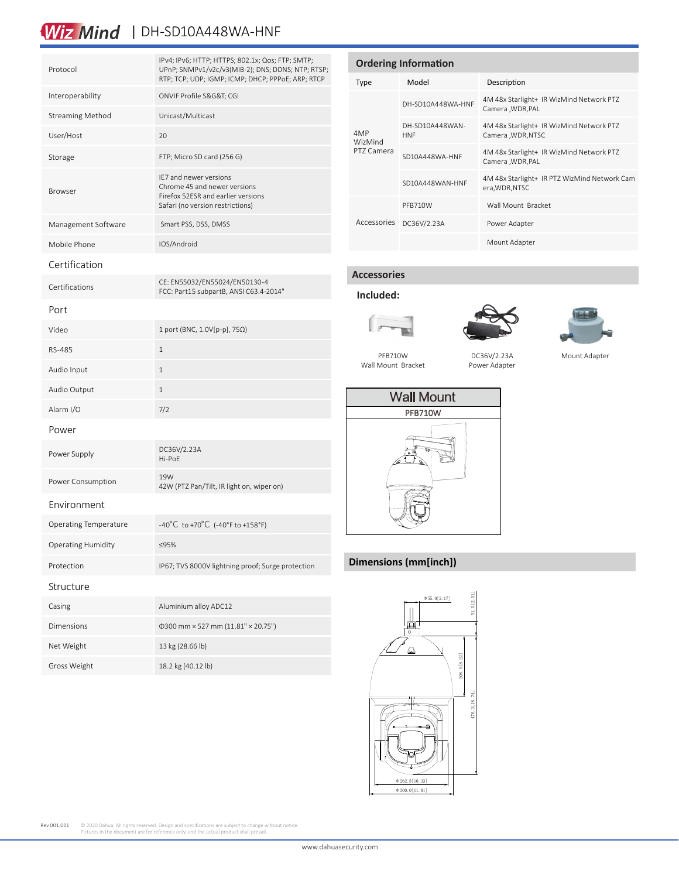| | |
|---|---|
| Protocol | IPv4; IPv6; HTTP; HTTPS; 802.1x; Qos; FTP; SMTP; UPnP; SNMPv1/v2c/v3(MIB-2); DNS; DDNS; NTP; RTSP; RTP; TCP; UDP; IGMP; ICMP; DHCP; PPPoE; ARP; RTCP |
| Interoperability | ONVIF Profile S&G&T; CGI |
| Streaming Method | Unicast/Multicast |
| User/Host | 20 |
| Storage | FTP; Micro SD card (256 G) |
| Browser | IE7 and newer versions<br>Chrome 45 and newer versions<br>Firefox 52ESR and earlier versions<br>Safari (no version restrictions) |
| Management Software | Smart PSS, DSS, DMSS |
| Mobile Phone | IOS/Android |

## Certification

| | |
|---|---|
| Certifications | CE: EN55032/EN55024/EN50130-4<br>FCC: Part15 subpartB, ANSI C63.4-2014" |

## Port

| | |
|---|---|
| Video | 1 port (BNC, 1.0V[p-p], 75Ω) |
| RS-485 | 1 |
| Audio Input | 1 |
| Audio Output | 1 |
| Alarm I/O | 7/2 |

## Power

| | |
|---|---|
| Power Supply | DC36V/2.23A<br>Hi-PoE |
| Power Consumption | 19W<br>42W (PTZ Pan/Tilt, IR light on, wiper on) |

## Environment

| | |
|---|---|
| Operating Temperature | -40°C to +70°C (-40°F to +158°F) |
| Operating Humidity | ≤95% |
| Protection | IP67; TVS 8000V lightning proof; Surge protection |

## Structure

| | |
|---|---|
| Casing | Aluminium alloy ADC12 |
| Dimensions | Φ300 mm × 527 mm (11.81" × 20.75") |
| Net Weight | 13 kg (28.66 lb) |
| Gross Weight | 18.2 kg (40.12 lb) |

## Ordering Information

| Type | Model | Description |
|---|---|---|
| 4MP WizMind PTZ Camera | DH-SD10A448WA-HNF | 4M 48x Starlight+ IR WizMind Network PTZ Camera ,WDR,PAL |
| | DH-SD10A448WAN-HNF | 4M 48x Starlight+ IR WizMind Network PTZ Camera ,WDR,NTSC |
| | SD10A448WA-HNF | 4M 48x Starlight+ IR WizMind Network PTZ Camera ,WDR,PAL |
| | SD10A448WAN-HNF | 4M 48x Starlight+ IR PTZ WizMind Network Camera,WDR,NTSC |
| Accessories | PFB710W | Wall Mount Bracket |
| | DC36V/2.23A | Power Adapter |
| | | Mount Adapter |

## Accessories

**Included:**

PFB710W
Wall Mount Bracket

DC36V/2.23A
Power Adapter

Mount Adapter

**Wall Mount**

PFB710W

## Dimensions (mm[inch])

Φ55.0[2.17]
51.0[2.01]
208.9[8.22]
476.3[18.74]
Φ262.5[10.33]
Φ300.0[11.81]

Rev 001.001 © 2020 Dahua. All rights reserved. Design and specifications are subject to change without notice. Pictures in the document are for reference only, and the actual product shall prevail.